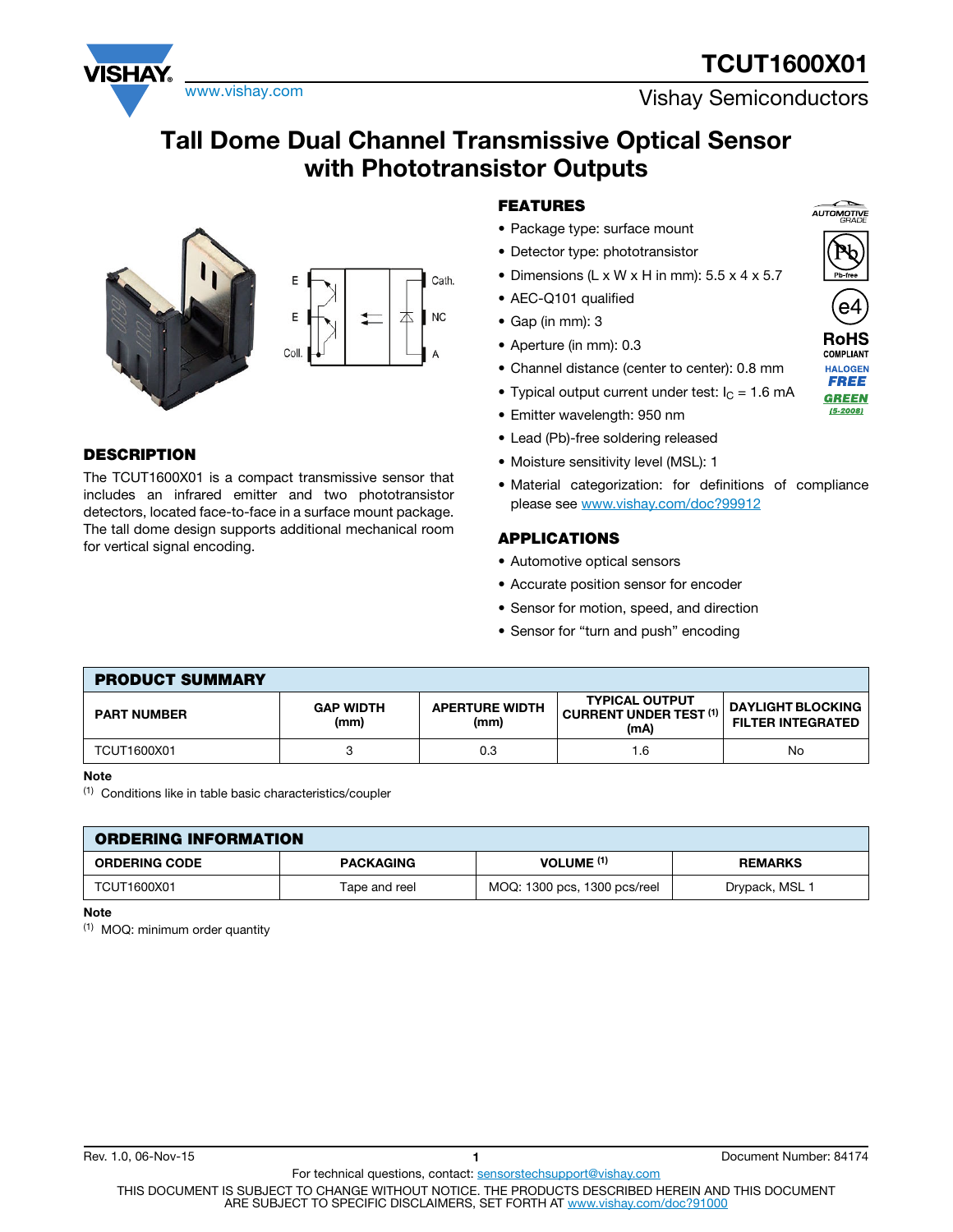# TCUT1600X01

Vishay Semiconductors

# Tall Dome Dual Channel Transmissive Optical Sensor with Phototransistor Outputs

## FEATURES

- Package type: surface mount
- Detector type: phototransistor
- Dimensions (L x W x H in mm): 5.5 x 4 x 5.7
- AEC-Q101 qualified
- Gap (in mm): 3
- Aperture (in mm): 0.3
- Channel distance (center to center): 0.8 mm
- Typical output current under test: $I_C$ = 1.6 mA
- Emitter wavelength: 950 nm
- Lead (Pb)-free soldering released
- Moisture sensitivity level (MSL): 1
- Material categorization: for definitions of compliance please see www.vishay.com/doc?99912

## DESCRIPTION

The TCUT1600X01 is a compact transmissive sensor that includes an infrared emitter and two phototransistor detectors, located face-to-face in a surface mount package. The tall dome design supports additional mechanical room for vertical signal encoding.

## APPLICATIONS

- Automotive optical sensors
- Accurate position sensor for encoder
- Sensor for motion, speed, and direction
- Sensor for "turn and push" encoding

## PRODUCT SUMMARY

| PART NUMBER | GAP WIDTH (mm) | APERTURE WIDTH (mm) | TYPICAL OUTPUT CURRENT UNDER TEST (1) (mA) | DAYLIGHT BLOCKING FILTER INTEGRATED |
|---|---|---|---|---|
| TCUT1600X01 | 3 | 0.3 | 1.6 | No |

**Note**

(1) Conditions like in table basic characteristics/coupler

## ORDERING INFORMATION

| ORDERING CODE | PACKAGING | VOLUME (1) | REMARKS |
|---|---|---|---|
| TCUT1600X01 | Tape and reel | MOQ: 1300 pcs, 1300 pcs/reel | Drypack, MSL 1 |

**Note**

(1) MOQ: minimum order quantity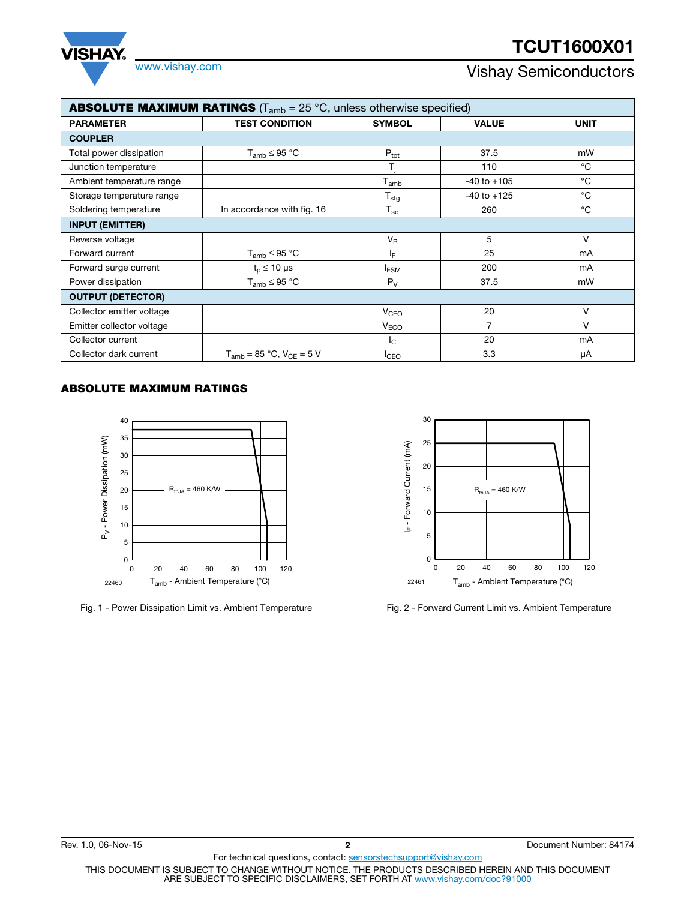## ABSOLUTE MAXIMUM RATINGS ($T_{amb}$ = 25 °C, unless otherwise specified)

| PARAMETER | TEST CONDITION | SYMBOL | VALUE | UNIT |
|---|---|---|---|---|
| **COUPLER** | | | | |
| Total power dissipation | $T_{amb} \leq 95$ °C | $P_{tot}$ | 37.5 | mW |
| Junction temperature | | $T_j$ | 110 | °C |
| Ambient temperature range | | $T_{amb}$ | -40 to +105 | °C |
| Storage temperature range | | $T_{stg}$ | -40 to +125 | °C |
| Soldering temperature | In accordance with fig. 16 | $T_{sd}$ | 260 | °C |
| **INPUT (EMITTER)** | | | | |
| Reverse voltage | | $V_R$ | 5 | V |
| Forward current | $T_{amb} \leq 95$ °C | $I_F$ | 25 | mA |
| Forward surge current | $t_p \leq 10$ µs | $I_{FSM}$ | 200 | mA |
| Power dissipation | $T_{amb} \leq 95$ °C | $P_V$ | 37.5 | mW |
| **OUTPUT (DETECTOR)** | | | | |
| Collector emitter voltage | | $V_{CEO}$ | 20 | V |
| Emitter collector voltage | | $V_{ECO}$ | 7 | V |
| Collector current | | $I_C$ | 20 | mA |
| Collector dark current | $T_{amb}$ = 85 °C, $V_{CE}$ = 5 V | $I_{CEO}$ | 3.3 | µA |

## ABSOLUTE MAXIMUM RATINGS

Fig. 1 - Power Dissipation Limit vs. Ambient Temperature

Fig. 2 - Forward Current Limit vs. Ambient Temperature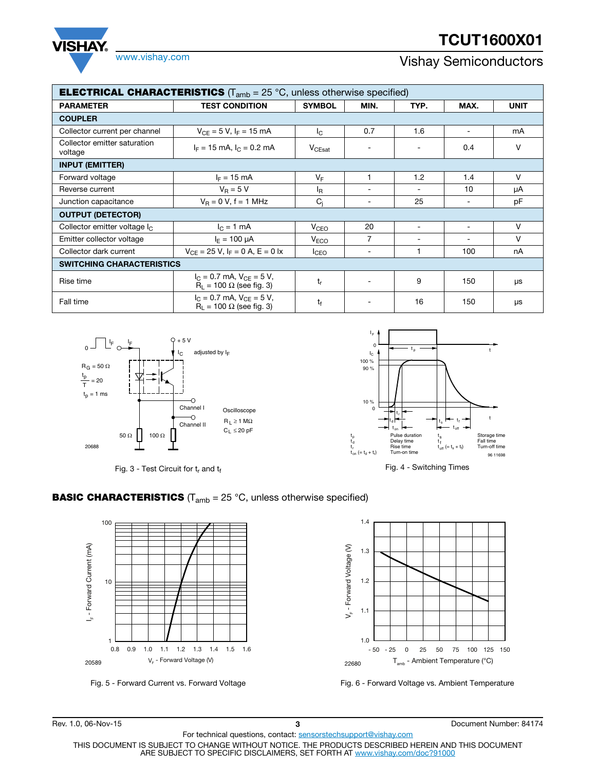## ELECTRICAL CHARACTERISTICS ($T_{amb}$ = 25 °C, unless otherwise specified)

| PARAMETER | TEST CONDITION | SYMBOL | MIN. | TYP. | MAX. | UNIT |
|---|---|---|---|---|---|---|
| **COUPLER** | | | | | | |
| Collector current per channel | $V_{CE}$ = 5 V, $I_F$ = 15 mA | $I_C$ | 0.7 | 1.6 | - | mA |
| Collector emitter saturation voltage | $I_F$ = 15 mA, $I_C$ = 0.2 mA | $V_{CEsat}$ | - | - | 0.4 | V |
| **INPUT (EMITTER)** | | | | | | |
| Forward voltage | $I_F$ = 15 mA | $V_F$ | 1 | 1.2 | 1.4 | V |
| Reverse current | $V_R$ = 5 V | $I_R$ | - | - | 10 | μA |
| Junction capacitance | $V_R$ = 0 V, f = 1 MHz | $C_j$ | - | 25 | - | pF |
| **OUTPUT (DETECTOR)** | | | | | | |
| Collector emitter voltage $I_C$ | $I_C$ = 1 mA | $V_{CEO}$ | 20 | - | - | V |
| Emitter collector voltage | $I_E$ = 100 μA | $V_{ECO}$ | 7 | - | - | V |
| Collector dark current | $V_{CE}$ = 25 V, $I_F$ = 0 A, E = 0 lx | $I_{CEO}$ | - | 1 | 100 | nA |
| **SWITCHING CHARACTERISTICS** | | | | | | |
| Rise time | $I_C$ = 0.7 mA, $V_{CE}$ = 5 V, $R_L$ = 100 Ω (see fig. 3) | $t_r$ | - | 9 | 150 | μs |
| Fall time | $I_C$ = 0.7 mA, $V_{CE}$ = 5 V, $R_L$ = 100 Ω (see fig. 3) | $t_f$ | - | 16 | 150 | μs |

Fig. 3 - Test Circuit for $t_r$ and $t_f$

Fig. 4 - Switching Times

## BASIC CHARACTERISTICS ($T_{amb}$ = 25 °C, unless otherwise specified)

Fig. 5 - Forward Current vs. Forward Voltage

Fig. 6 - Forward Voltage vs. Ambient Temperature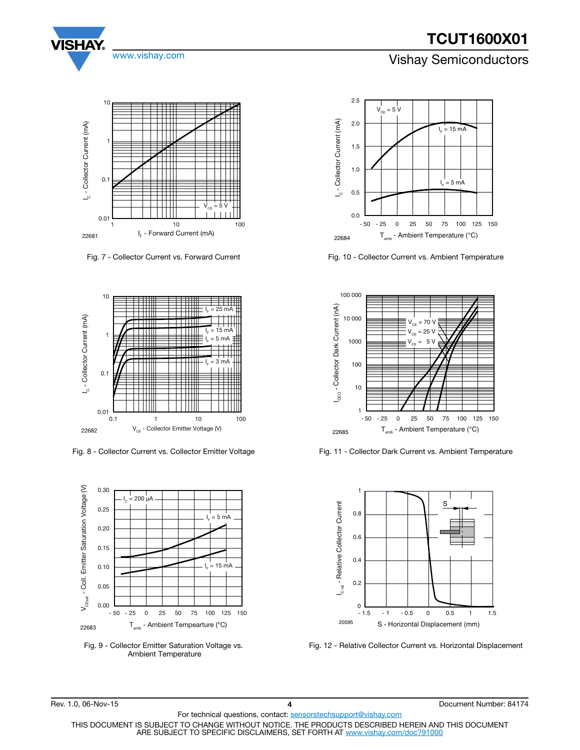Fig. 7 - Collector Current vs. Forward Current

Fig. 10 - Collector Current vs. Ambient Temperature

Fig. 8 - Collector Current vs. Collector Emitter Voltage

Fig. 11 - Collector Dark Current vs. Ambient Temperature

Fig. 9 - Collector Emitter Saturation Voltage vs. Ambient Temperature

Fig. 12 - Relative Collector Current vs. Horizontal Displacement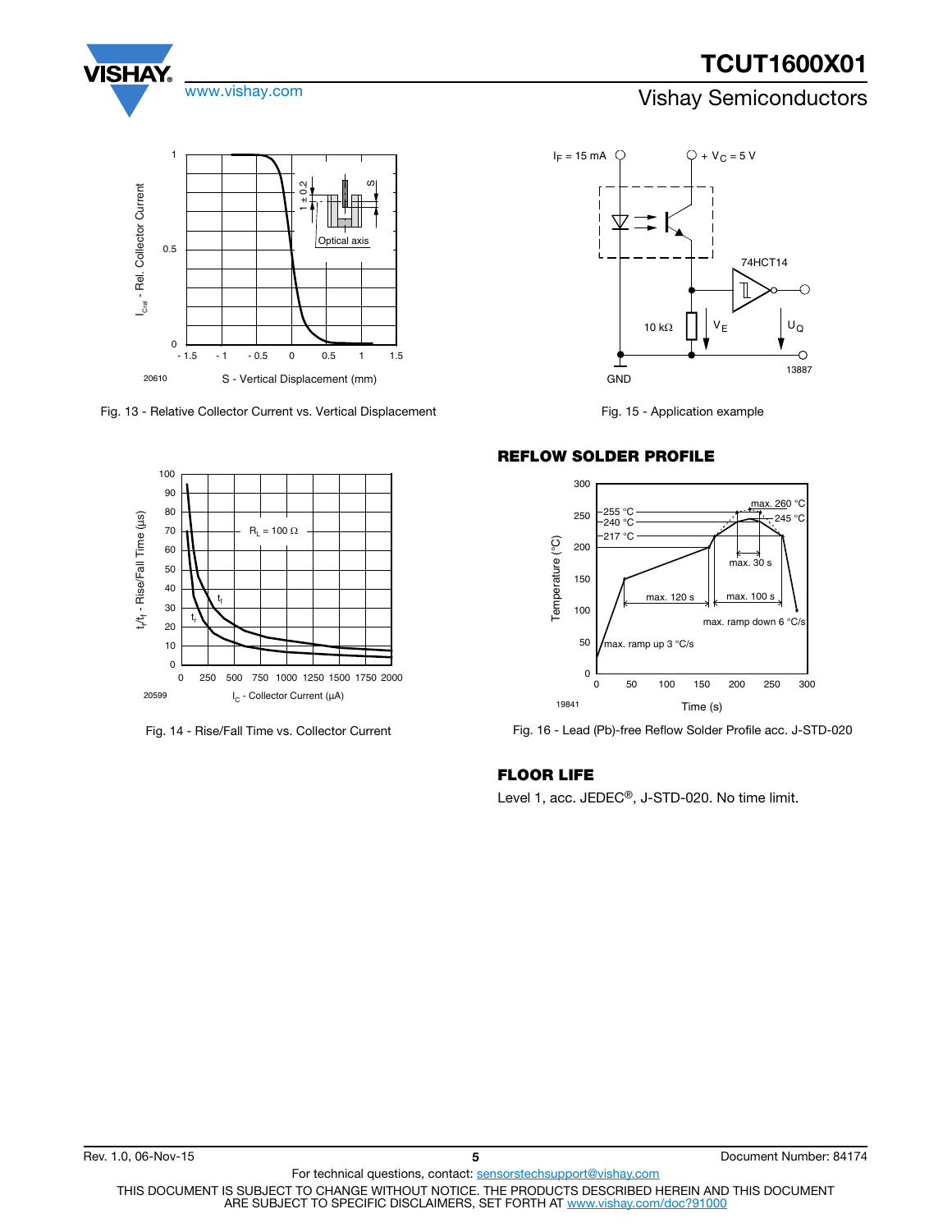Fig. 13 - Relative Collector Current vs. Vertical Displacement

Fig. 15 - Application example

Fig. 14 - Rise/Fall Time vs. Collector Current

## REFLOW SOLDER PROFILE

Fig. 16 - Lead (Pb)-free Reflow Solder Profile acc. J-STD-020

## FLOOR LIFE

Level 1, acc. JEDEC®, J-STD-020. No time limit.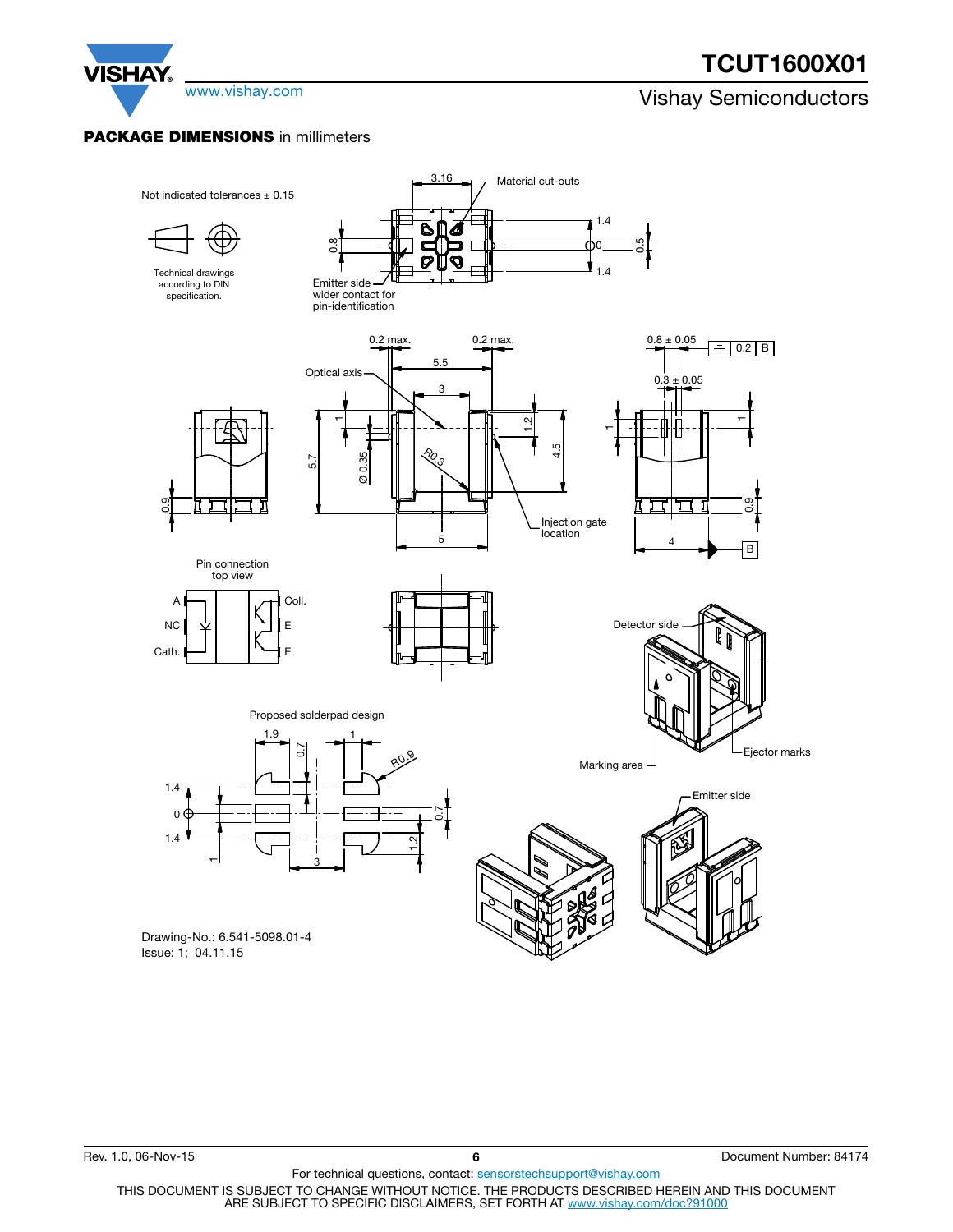**PACKAGE DIMENSIONS** in millimeters

Not indicated tolerances ± 0.15

Technical drawings according to DIN specification.

3.16

Material cut-outs

1.4

0

1.4

0.8

0.5

Emitter side wider contact for pin-identification

0.2 max.

0.2 max.

5.5

Optical axis

3

0.8 ± 0.05

0.2 B

0.3 ± 0.05

1

1.2

4.5

5.7

Ø 0.35

R0.3

1

1

0.9

5

Injection gate location

0.9

4

B

Pin connection top view

A

NC

Cath.

Coll.

E

E

Detector side

Ejector marks

Marking area

Proposed solderpad design

1.9

0.7

1

R0.9

1.4

0

1.4

0.7

1.2

1

3

Emitter side

Drawing-No.: 6.541-5098.01-4
Issue: 1; 04.11.15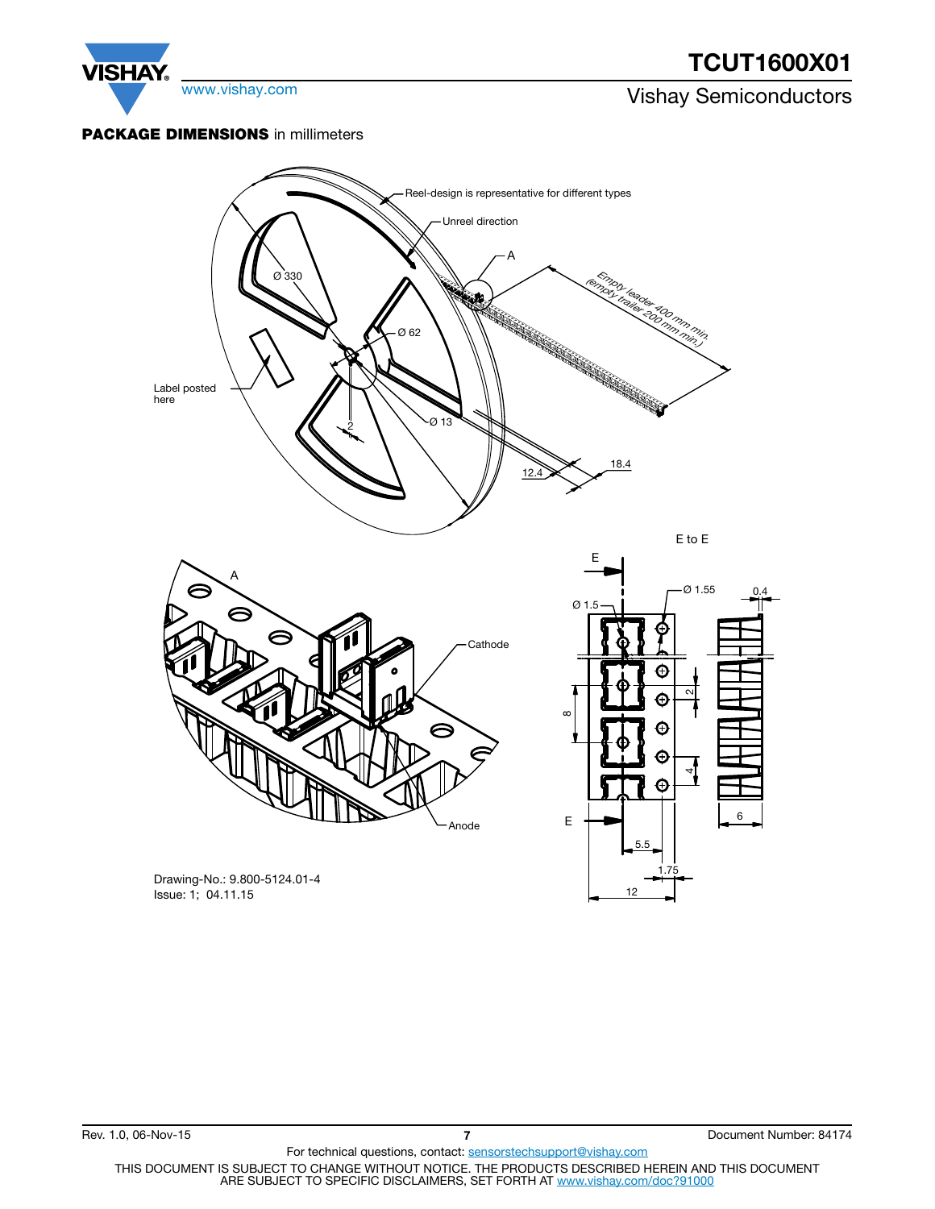## PACKAGE DIMENSIONS in millimeters

Reel-design is representative for different types

Unreel direction

A

Ø 330

Ø 62

Ø 13

2

Label posted here

Empty leader 400 mm min. (empty trailer 200 mm min.)

12.4

18.4

A

Cathode

Anode

E to E

E

E

Ø 1.5

Ø 1.55

0.4

8

2

4

6

5.5

1.75

12

Drawing-No.: 9.800-5124.01-4
Issue: 1; 04.11.15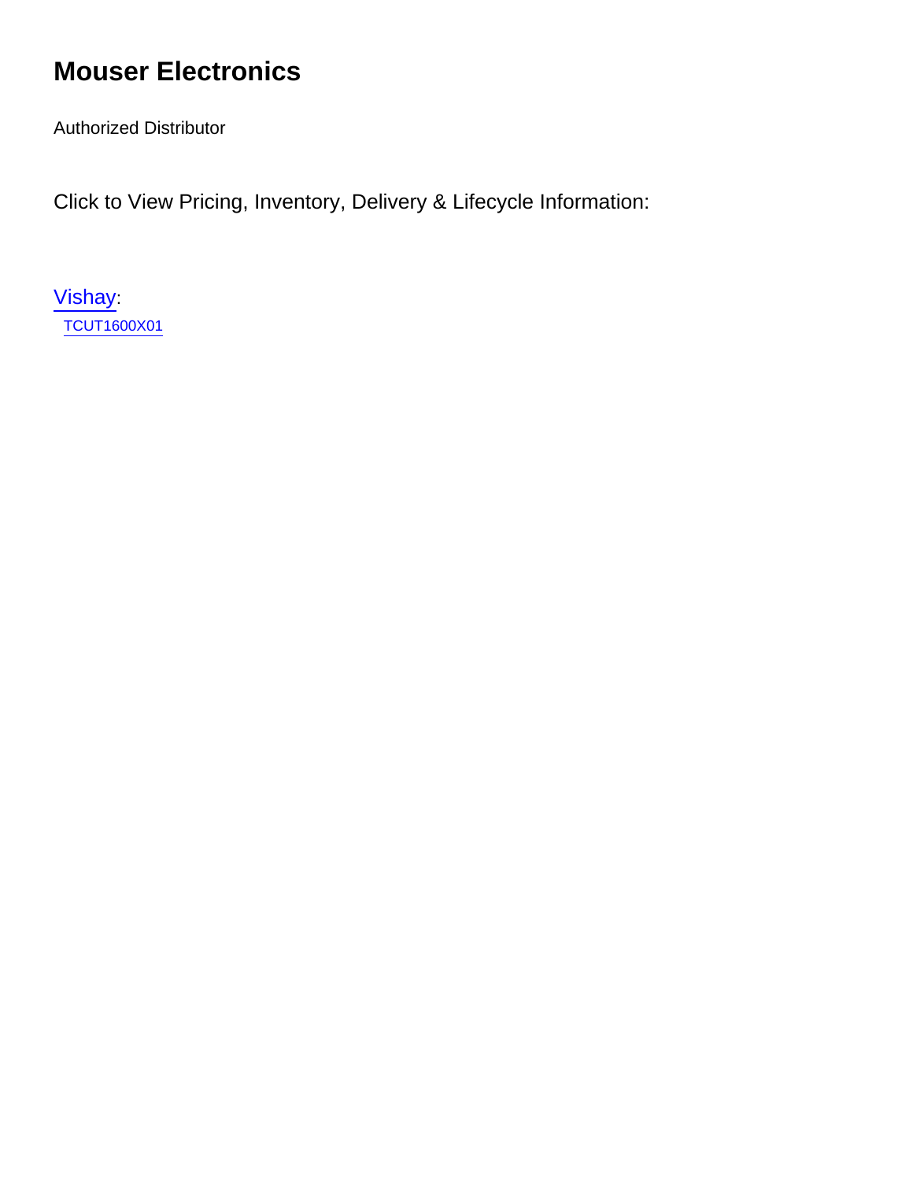# Mouser Electronics

Authorized Distributor

Click to View Pricing, Inventory, Delivery & Lifecycle Information:

Vishay:

TCUT1600X01